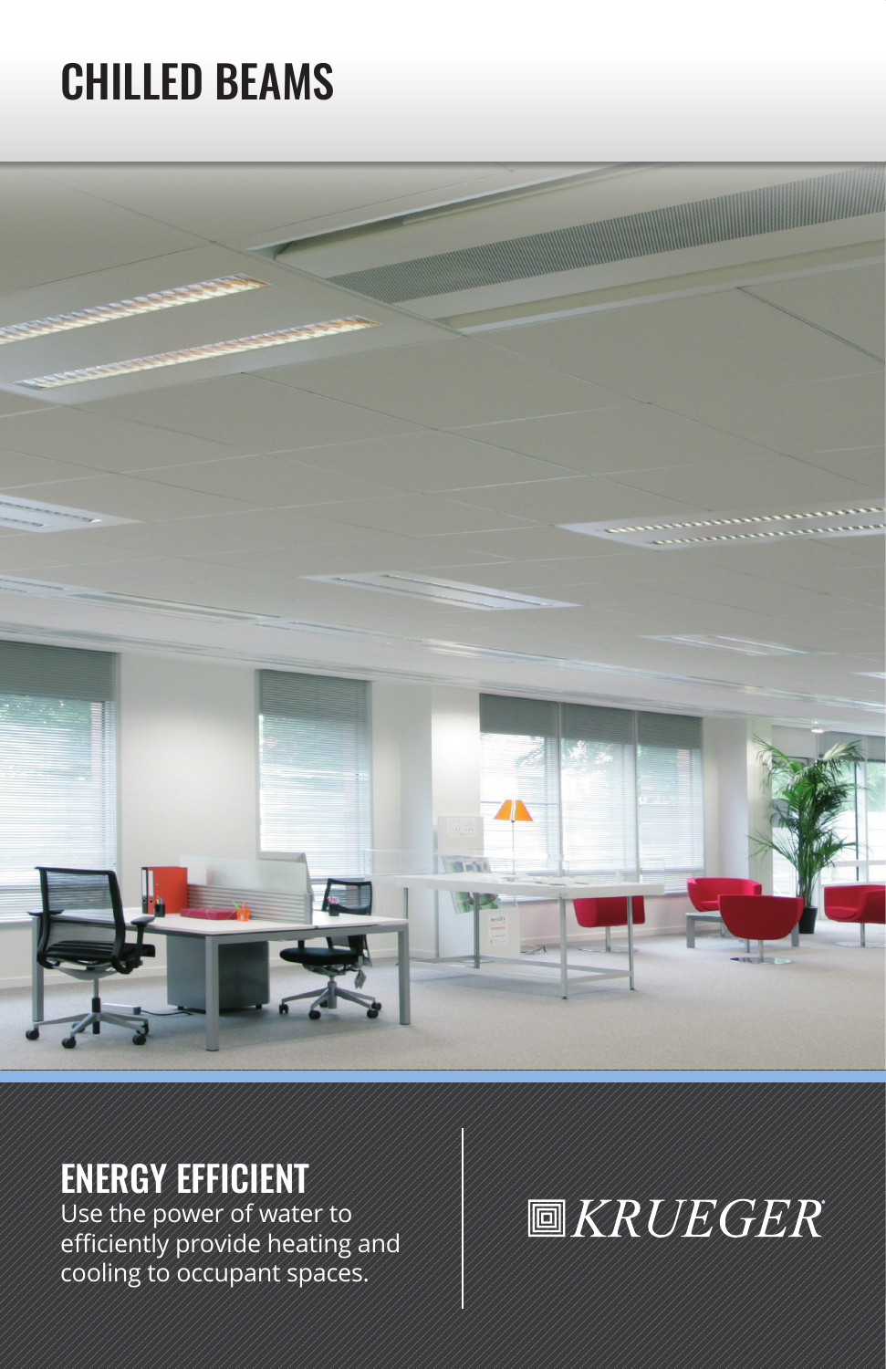# CHILLED BEAMS

## ENERGY EFFICIENT

Use the power of water to efficiently provide heating and cooling to occupant spaces.

KRUEGER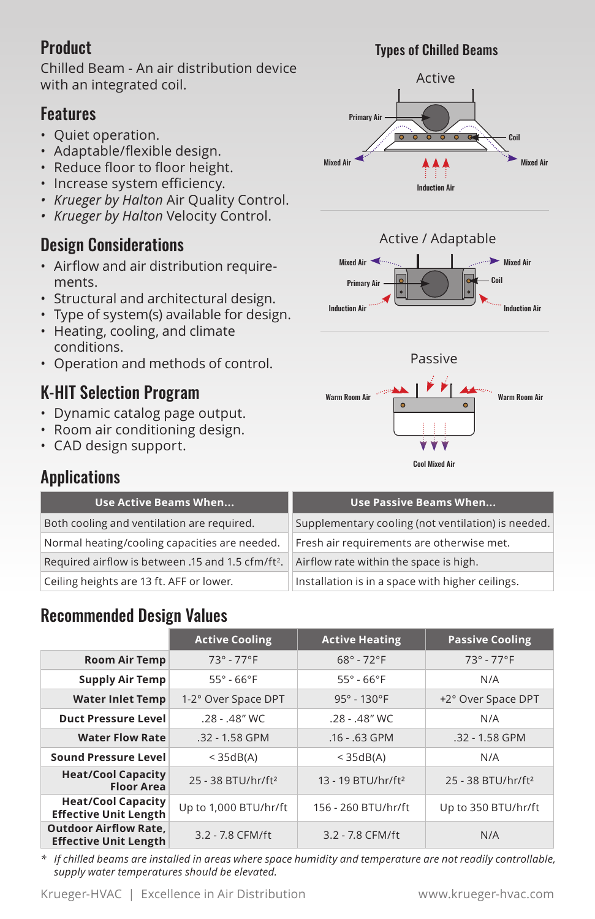## Product

Chilled Beam - An air distribution device with an integrated coil.

## Features

- Quiet operation.
- Adaptable/flexible design.
- Reduce floor to floor height.
- Increase system efficiency.
- *Krueger by Halton* Air Quality Control.
- *Krueger by Halton* Velocity Control.

## Design Considerations

- Airflow and air distribution requirements.
- Structural and architectural design.
- Type of system(s) available for design.
- Heating, cooling, and climate conditions.
- Operation and methods of control.

## K-HIT Selection Program

- Dynamic catalog page output.
- Room air conditioning design.
- CAD design support.

## Types of Chilled Beams

Active

Primary Air
Coil
Mixed Air
Mixed Air
Induction Air

Active / Adaptable

Mixed Air
Mixed Air
Primary Air
Coil
Induction Air
Induction Air

Passive

Warm Room Air
Warm Room Air
Cool Mixed Air

## Applications

| Use Active Beams When... | Use Passive Beams When... |
|---|---|
| Both cooling and ventilation are required. | Supplementary cooling (not ventilation) is needed. |
| Normal heating/cooling capacities are needed. | Fresh air requirements are otherwise met. |
| Required airflow is between .15 and 1.5 cfm/ft². | Airflow rate within the space is high. |
| Ceiling heights are 13 ft. AFF or lower. | Installation is in a space with higher ceilings. |

## Recommended Design Values

| | Active Cooling | Active Heating | Passive Cooling |
|---|---|---|---|
| **Room Air Temp** | 73° - 77°F | 68° - 72°F | 73° - 77°F |
| **Supply Air Temp** | 55° - 66°F | 55° - 66°F | N/A |
| **Water Inlet Temp** | 1-2° Over Space DPT | 95° - 130°F | +2° Over Space DPT |
| **Duct Pressure Level** | .28 - .48" WC | .28 - .48" WC | N/A |
| **Water Flow Rate** | .32 - 1.58 GPM | .16 - .63 GPM | .32 - 1.58 GPM |
| **Sound Pressure Level** | < 35dB(A) | < 35dB(A) | N/A |
| **Heat/Cool Capacity Floor Area** | 25 - 38 BTU/hr/ft² | 13 - 19 BTU/hr/ft² | 25 - 38 BTU/hr/ft² |
| **Heat/Cool Capacity Effective Unit Length** | Up to 1,000 BTU/hr/ft | 156 - 260 BTU/hr/ft | Up to 350 BTU/hr/ft |
| **Outdoor Airflow Rate, Effective Unit Length** | 3.2 - 7.8 CFM/ft | 3.2 - 7.8 CFM/ft | N/A |

\* *If chilled beams are installed in areas where space humidity and temperature are not readily controllable, supply water temperatures should be elevated.*

Krueger-HVAC | Excellence in Air Distribution    www.krueger-hvac.com